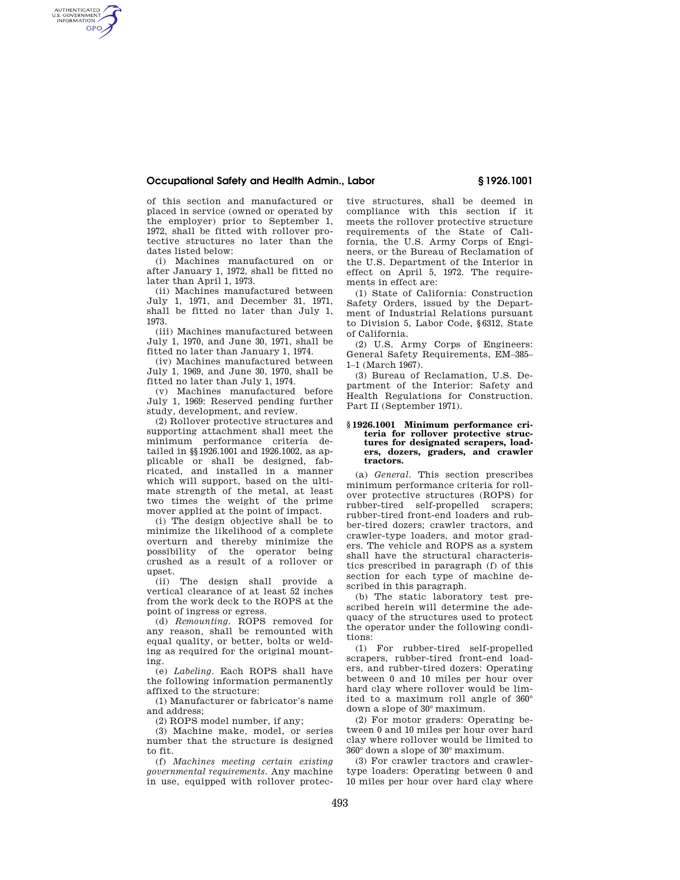of this section and manufactured or placed in service (owned or operated by the employer) prior to September 1, 1972, shall be fitted with rollover protective structures no later than the dates listed below:

(i) Machines manufactured on or after January 1, 1972, shall be fitted no later than April 1, 1973.

(ii) Machines manufactured between July 1, 1971, and December 31, 1971, shall be fitted no later than July 1, 1973.

(iii) Machines manufactured between July 1, 1970, and June 30, 1971, shall be fitted no later than January 1, 1974.

(iv) Machines manufactured between July 1, 1969, and June 30, 1970, shall be fitted no later than July 1, 1974.

(v) Machines manufactured before July 1, 1969: Reserved pending further study, development, and review.

(2) Rollover protective structures and supporting attachment shall meet the minimum performance criteria detailed in §§1926.1001 and 1926.1002, as applicable or shall be designed, fabricated, and installed in a manner which will support, based on the ultimate strength of the metal, at least two times the weight of the prime mover applied at the point of impact.

(i) The design objective shall be to minimize the likelihood of a complete overturn and thereby minimize the possibility of the operator being crushed as a result of a rollover or upset.

(ii) The design shall provide a vertical clearance of at least 52 inches from the work deck to the ROPS at the point of ingress or egress.

(d) *Remounting.* ROPS removed for any reason, shall be remounted with equal quality, or better, bolts or welding as required for the original mounting.

(e) *Labeling.* Each ROPS shall have the following information permanently affixed to the structure:

(1) Manufacturer or fabricator's name and address;

(2) ROPS model number, if any;

(3) Machine make, model, or series number that the structure is designed to fit.

(f) *Machines meeting certain existing governmental requirements.* Any machine in use, equipped with rollover protective structures, shall be deemed in compliance with this section if it meets the rollover protective structure requirements of the State of California, the U.S. Army Corps of Engineers, or the Bureau of Reclamation of the U.S. Department of the Interior in effect on April 5, 1972. The requirements in effect are:

(1) State of California: Construction Safety Orders, issued by the Department of Industrial Relations pursuant to Division 5, Labor Code, §6312, State of California.

(2) U.S. Army Corps of Engineers: General Safety Requirements, EM–385–1–1 (March 1967).

(3) Bureau of Reclamation, U.S. Department of the Interior: Safety and Health Regulations for Construction. Part II (September 1971).

## §1926.1001 Minimum performance criteria for rollover protective structures for designated scrapers, loaders, dozers, graders, and crawler tractors.

(a) *General.* This section prescribes minimum performance criteria for rollover protective structures (ROPS) for rubber-tired self-propelled scrapers; rubber-tired front-end loaders and rubber-tired dozers; crawler tractors, and crawler-type loaders, and motor graders. The vehicle and ROPS as a system shall have the structural characteristics prescribed in paragraph (f) of this section for each type of machine described in this paragraph.

(b) The static laboratory test prescribed herein will determine the adequacy of the structures used to protect the operator under the following conditions:

(1) For rubber-tired self-propelled scrapers, rubber-tired front-end loaders, and rubber-tired dozers: Operating between 0 and 10 miles per hour over hard clay where rollover would be limited to a maximum roll angle of 360° down a slope of 30° maximum.

(2) For motor graders: Operating between 0 and 10 miles per hour over hard clay where rollover would be limited to 360° down a slope of 30° maximum.

(3) For crawler tractors and crawler-type loaders: Operating between 0 and 10 miles per hour over hard clay where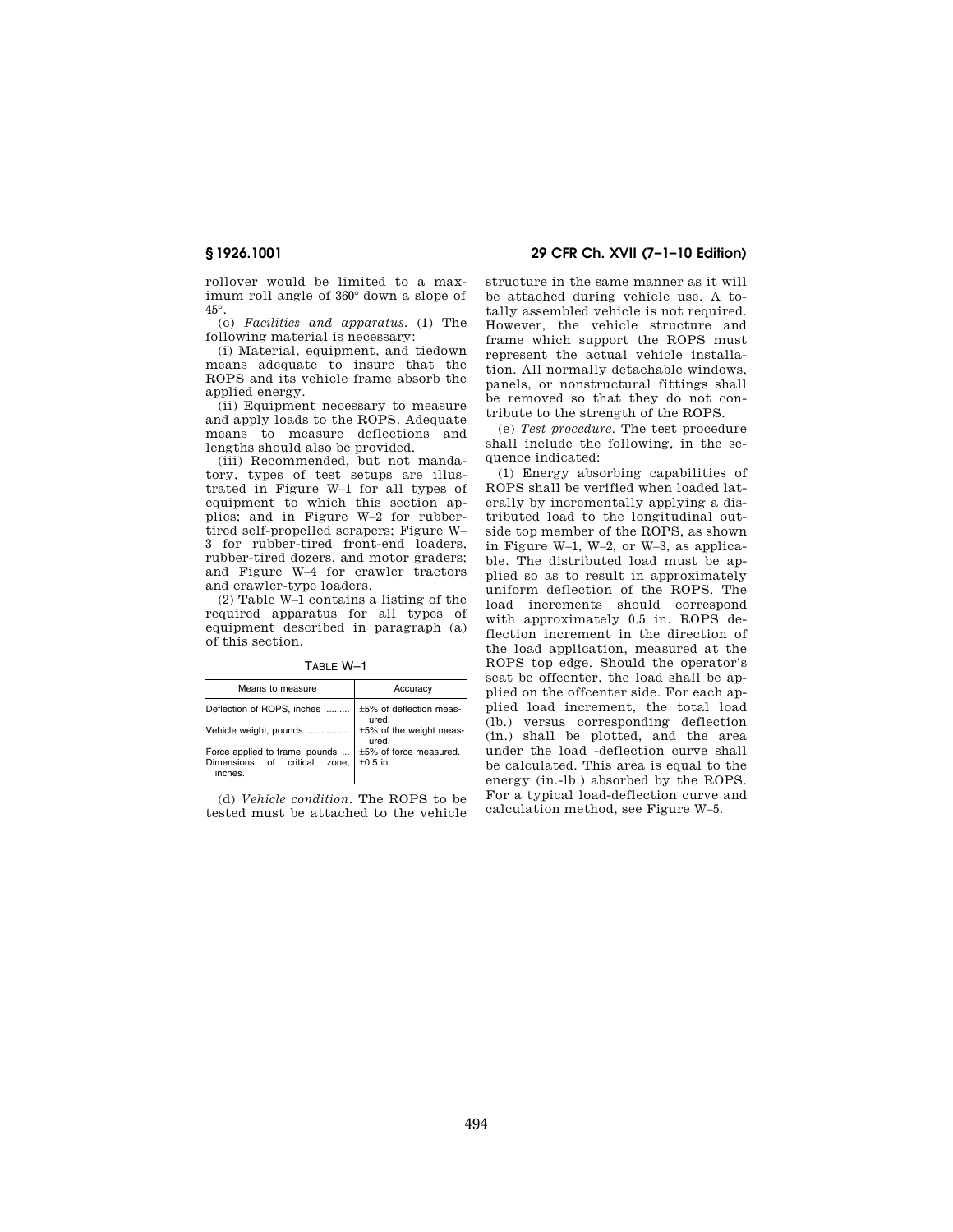rollover would be limited to a maximum roll angle of 360° down a slope of 45°.

(c) *Facilities and apparatus.* (1) The following material is necessary:

(i) Material, equipment, and tiedown means adequate to insure that the ROPS and its vehicle frame absorb the applied energy.

(ii) Equipment necessary to measure and apply loads to the ROPS. Adequate means to measure deflections and lengths should also be provided.

(iii) Recommended, but not mandatory, types of test setups are illustrated in Figure W–1 for all types of equipment to which this section applies; and in Figure W–2 for rubber-tired self-propelled scrapers; Figure W–3 for rubber-tired front-end loaders, rubber-tired dozers, and motor graders; and Figure W–4 for crawler tractors and crawler-type loaders.

(2) Table W–1 contains a listing of the required apparatus for all types of equipment described in paragraph (a) of this section.

TABLE W–1

| Means to measure | Accuracy |
|---|---|
| Deflection of ROPS, inches | ±5% of deflection measured. |
| Vehicle weight, pounds | ±5% of the weight measured. |
| Force applied to frame, pounds | ±5% of force measured. |
| Dimensions of critical zone, inches. | ±0.5 in. |

(d) *Vehicle condition.* The ROPS to be tested must be attached to the vehicle structure in the same manner as it will be attached during vehicle use. A totally assembled vehicle is not required. However, the vehicle structure and frame which support the ROPS must represent the actual vehicle installation. All normally detachable windows, panels, or nonstructural fittings shall be removed so that they do not contribute to the strength of the ROPS.

(e) *Test procedure.* The test procedure shall include the following, in the sequence indicated:

(1) Energy absorbing capabilities of ROPS shall be verified when loaded laterally by incrementally applying a distributed load to the longitudinal outside top member of the ROPS, as shown in Figure W–1, W–2, or W–3, as applicable. The distributed load must be applied so as to result in approximately uniform deflection of the ROPS. The load increments should correspond with approximately 0.5 in. ROPS deflection increment in the direction of the load application, measured at the ROPS top edge. Should the operator's seat be offcenter, the load shall be applied on the offcenter side. For each applied load increment, the total load (lb.) versus corresponding deflection (in.) shall be plotted, and the area under the load -deflection curve shall be calculated. This area is equal to the energy (in.-lb.) absorbed by the ROPS. For a typical load-deflection curve and calculation method, see Figure W–5.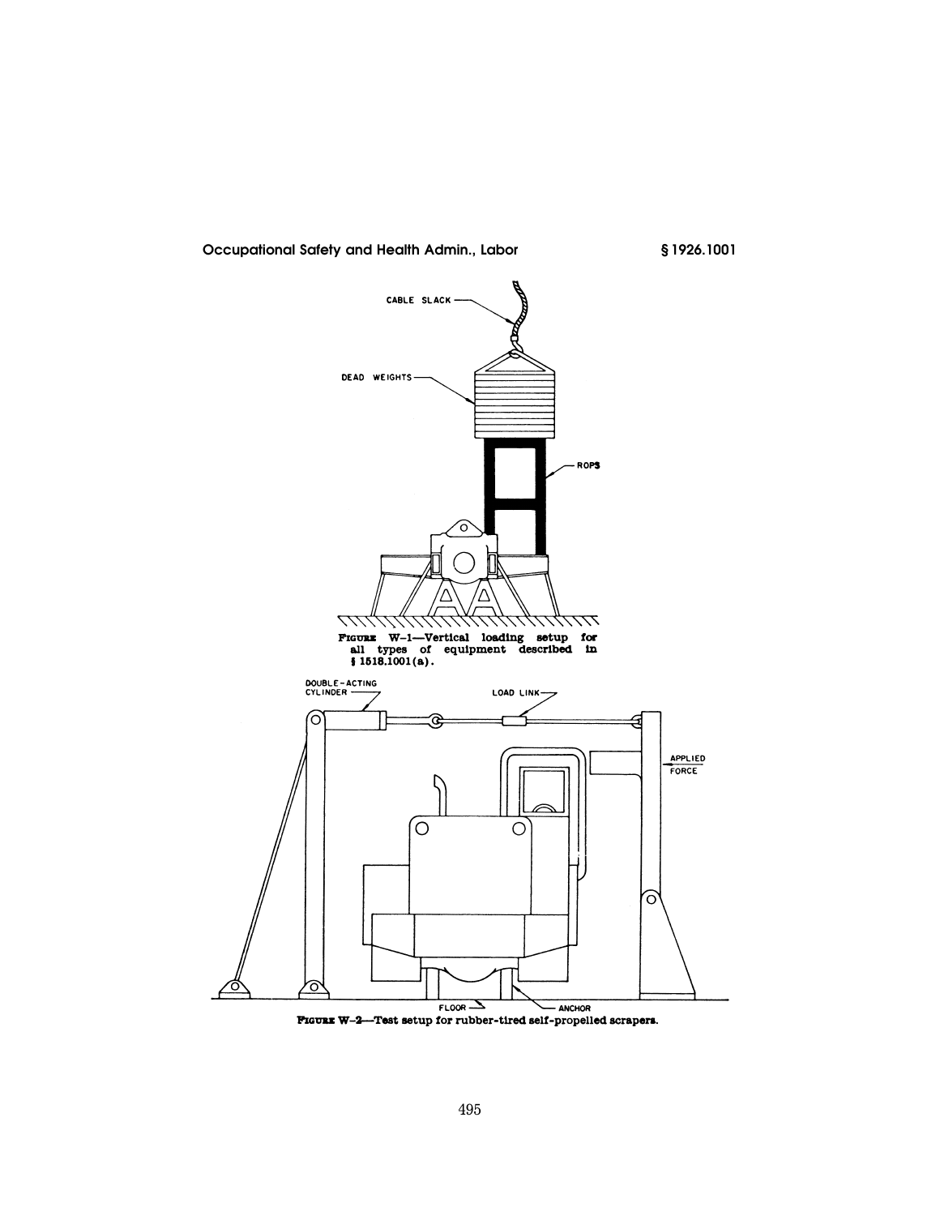FIGURE W-1—Vertical loading setup for all types of equipment described in § 1518.1001(a).

FIGURE W-2—Test setup for rubber-tired self-propelled scrapers.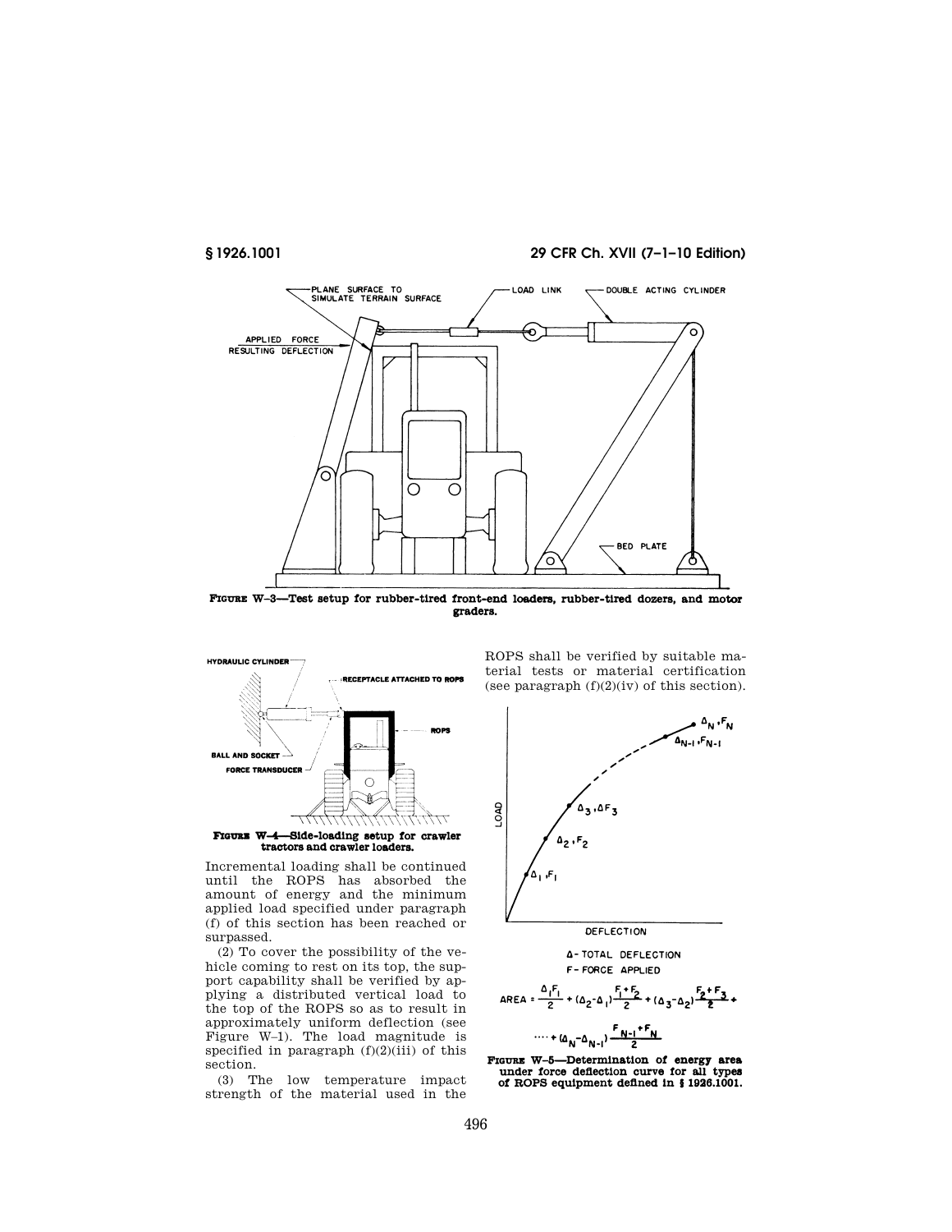FIGURE W–3—Test setup for rubber-tired front-end loaders, rubber-tired dozers, and motor graders.

FIGURE W–4—Side-loading setup for crawler tractors and crawler loaders.

Incremental loading shall be continued until the ROPS has absorbed the amount of energy and the minimum applied load specified under paragraph (f) of this section has been reached or surpassed.

(2) To cover the possibility of the vehicle coming to rest on its top, the support capability shall be verified by applying a distributed vertical load to the top of the ROPS so as to result in approximately uniform deflection (see Figure W–1). The load magnitude is specified in paragraph (f)(2)(iii) of this section.

(3) The low temperature impact strength of the material used in the ROPS shall be verified by suitable material tests or material certification (see paragraph (f)(2)(iv) of this section).

Δ - TOTAL DEFLECTION
F - FORCE APPLIED

$$AREA = \frac{\Delta_1 F_1}{2} + (\Delta_2 - \Delta_1)\frac{F_1 + F_2}{2} + (\Delta_3 - \Delta_2)\frac{F_2 + F_3}{2} + \cdots + (\Delta_N - \Delta_{N-1})\frac{F_{N-1} + F_N}{2}$$

FIGURE W–5—Determination of energy area under force deflection curve for all types of ROPS equipment defined in § 1926.1001.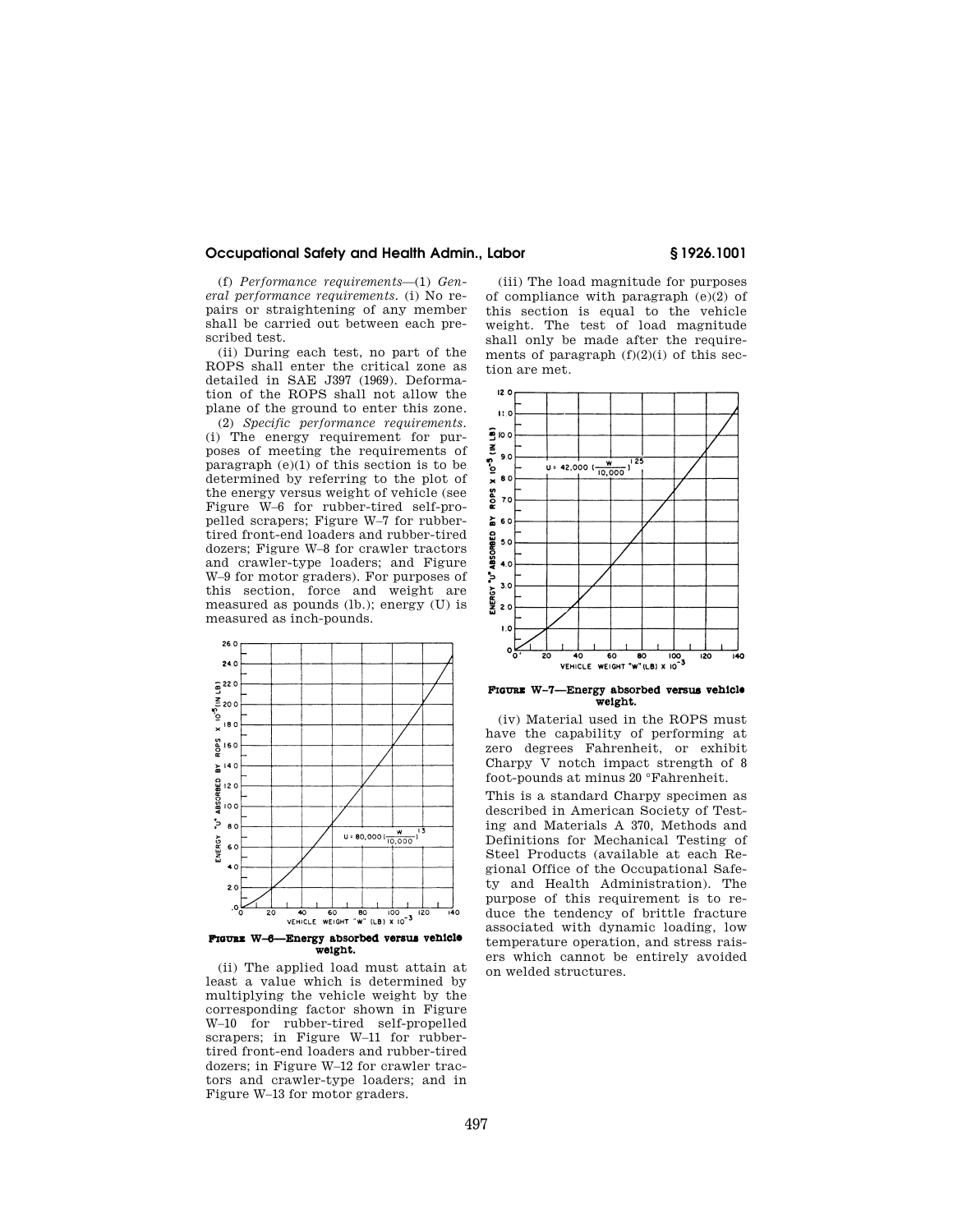(f) *Performance requirements*—(1) *General performance requirements.* (i) No repairs or straightening of any member shall be carried out between each prescribed test.

(ii) During each test, no part of the ROPS shall enter the critical zone as detailed in SAE J397 (1969). Deformation of the ROPS shall not allow the plane of the ground to enter this zone.

(2) *Specific performance requirements.* (i) The energy requirement for purposes of meeting the requirements of paragraph (e)(1) of this section is to be determined by referring to the plot of the energy versus weight of vehicle (see Figure W–6 for rubber-tired self-propelled scrapers; Figure W–7 for rubber-tired front-end loaders and rubber-tired dozers; Figure W–8 for crawler tractors and crawler-type loaders; and Figure W–9 for motor graders). For purposes of this section, force and weight are measured as pounds (lb.); energy (U) is measured as inch-pounds.

$$U = 80{,}000\left(\frac{W}{10{,}000}\right)^{1.3}$$

**FIGURE W–6—Energy absorbed versus vehicle weight.**

(ii) The applied load must attain at least a value which is determined by multiplying the vehicle weight by the corresponding factor shown in Figure W–10 for rubber-tired self-propelled scrapers; in Figure W–11 for rubber-tired front-end loaders and rubber-tired dozers; in Figure W–12 for crawler tractors and crawler-type loaders; and in Figure W–13 for motor graders.

(iii) The load magnitude for purposes of compliance with paragraph (e)(2) of this section is equal to the vehicle weight. The test of load magnitude shall only be made after the requirements of paragraph (f)(2)(i) of this section are met.

$$U = 42{,}000\left(\frac{W}{10{,}000}\right)^{1.25}$$

**FIGURE W–7—Energy absorbed versus vehicle weight.**

(iv) Material used in the ROPS must have the capability of performing at zero degrees Fahrenheit, or exhibit Charpy V notch impact strength of 8 foot-pounds at minus 20 °Fahrenheit.

This is a standard Charpy specimen as described in American Society of Testing and Materials A 370, Methods and Definitions for Mechanical Testing of Steel Products (available at each Regional Office of the Occupational Safety and Health Administration). The purpose of this requirement is to reduce the tendency of brittle fracture associated with dynamic loading, low temperature operation, and stress raisers which cannot be entirely avoided on welded structures.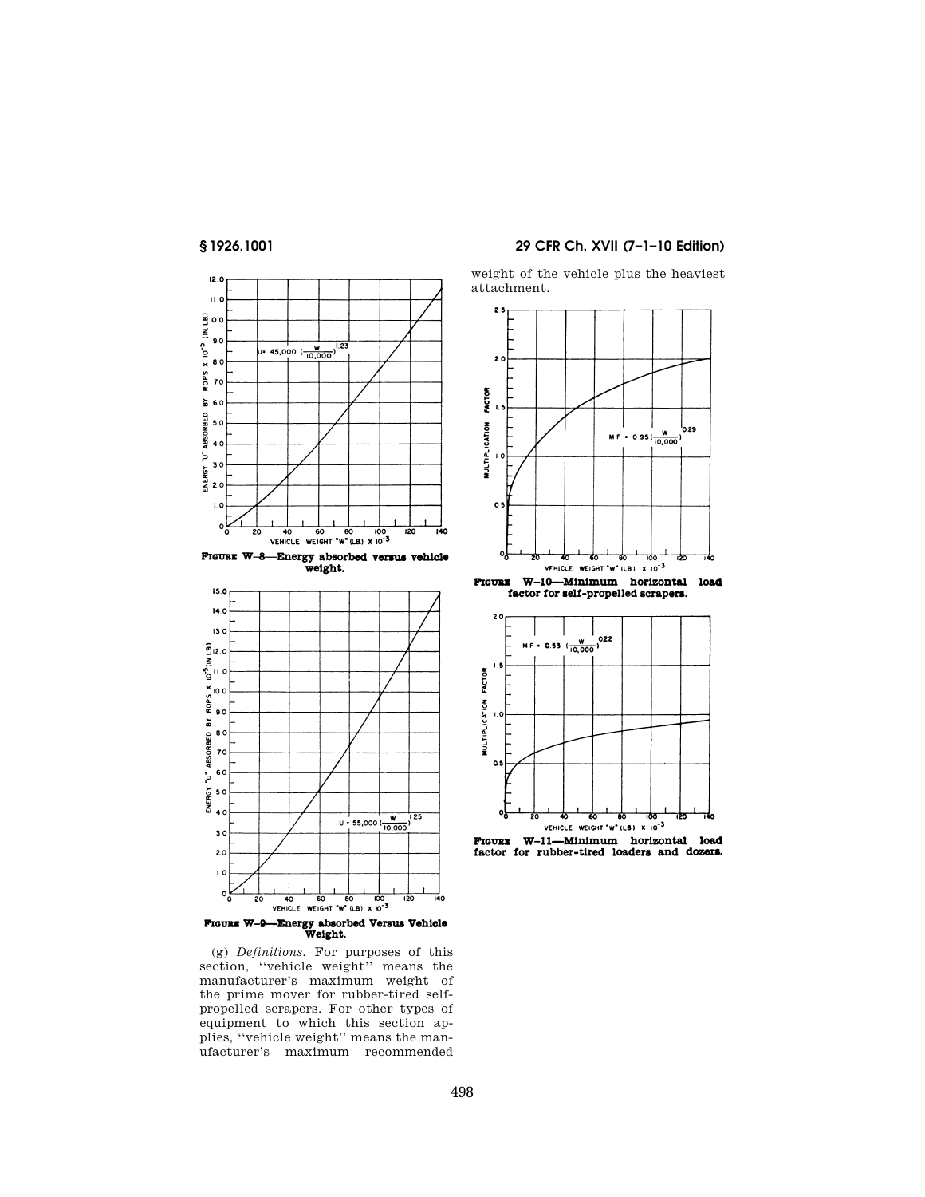FIGURE W-8—Energy absorbed versus vehicle weight.

FIGURE W-9—Energy absorbed Versus Vehicle Weight.

(g) *Definitions.* For purposes of this section, "vehicle weight" means the manufacturer's maximum weight of the prime mover for rubber-tired self-propelled scrapers. For other types of equipment to which this section applies, "vehicle weight" means the manufacturer's maximum recommended weight of the vehicle plus the heaviest attachment.

FIGURE W-10—Minimum horizontal load factor for self-propelled scrapers.

FIGURE W-11—Minimum horizontal load factor for rubber-tired loaders and dozers.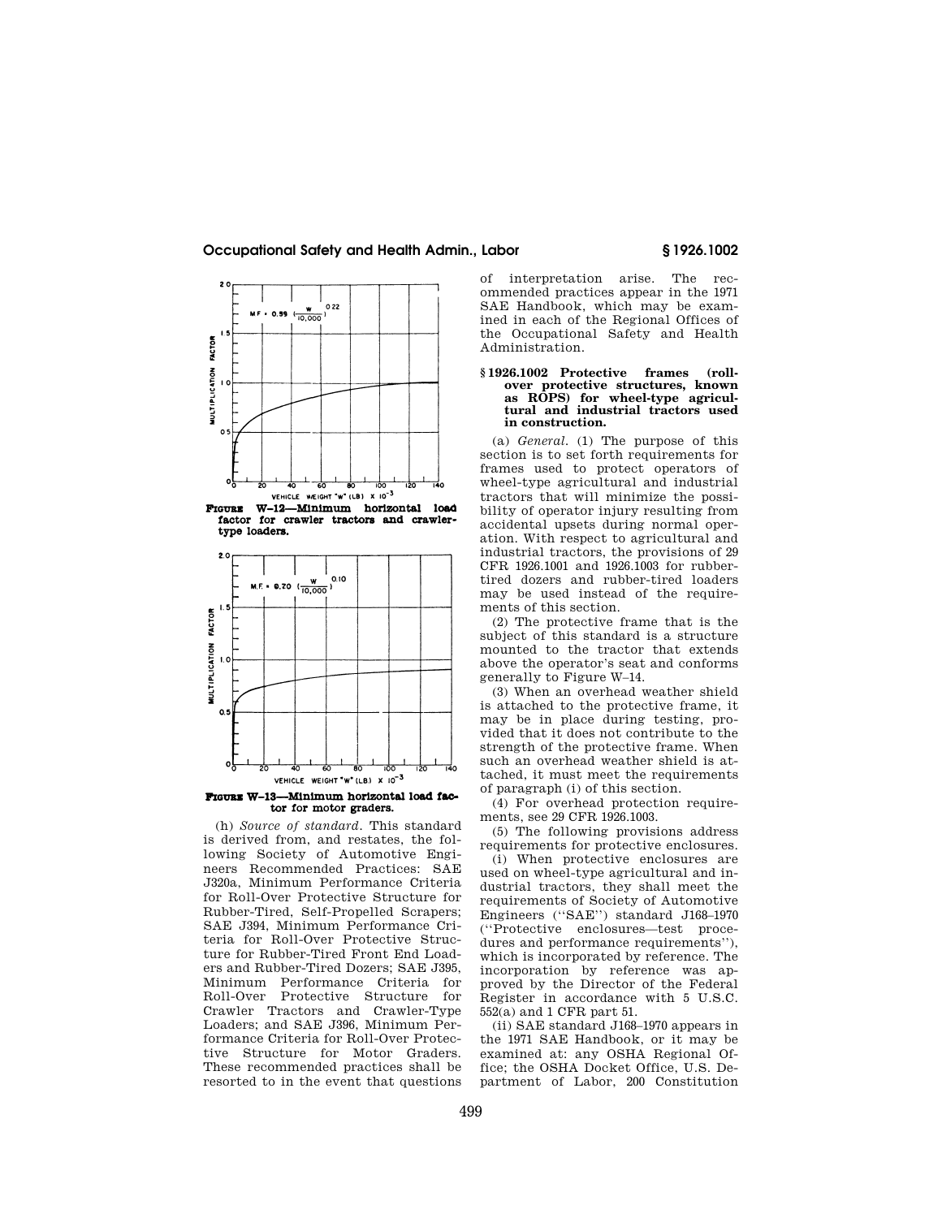2.0

M.F. = 0.39 $\left(\frac{W}{10,000}\right)^{0.22}$

1.5

1.0

0.5

0

MULTIPLICATION FACTOR

0 20 40 60 80 100 120 140

VEHICLE WEIGHT "W" (LB) x $10^{-3}$

**FIGURE W–12—Minimum horizontal load factor for crawler tractors and crawler-type loaders.**

2.0

M.F. = 0.70 $\left(\frac{W}{10,000}\right)^{0.10}$

1.5

1.0

0.5

0

MULTIPLICATION FACTOR

0 20 40 60 80 100 120 140

VEHICLE WEIGHT "W" (LB) x $10^{-3}$

**FIGURE W–13—Minimum horizontal load factor for motor graders.**

(h) *Source of standard.* This standard is derived from, and restates, the following Society of Automotive Engineers Recommended Practices: SAE J320a, Minimum Performance Criteria for Roll-Over Protective Structure for Rubber-Tired, Self-Propelled Scrapers; SAE J394, Minimum Performance Criteria for Roll-Over Protective Structure for Rubber-Tired Front End Loaders and Rubber-Tired Dozers; SAE J395, Minimum Performance Criteria for Roll-Over Protective Structure for Crawler Tractors and Crawler-Type Loaders; and SAE J396, Minimum Performance Criteria for Roll-Over Protective Structure for Motor Graders. These recommended practices shall be resorted to in the event that questions of interpretation arise. The recommended practices appear in the 1971 SAE Handbook, which may be examined in each of the Regional Offices of the Occupational Safety and Health Administration.

## § 1926.1002 Protective frames (roll-over protective structures, known as ROPS) for wheel-type agricultural and industrial tractors used in construction.

(a) *General.* (1) The purpose of this section is to set forth requirements for frames used to protect operators of wheel-type agricultural and industrial tractors that will minimize the possibility of operator injury resulting from accidental upsets during normal operation. With respect to agricultural and industrial tractors, the provisions of 29 CFR 1926.1001 and 1926.1003 for rubber-tired dozers and rubber-tired loaders may be used instead of the requirements of this section.

(2) The protective frame that is the subject of this standard is a structure mounted to the tractor that extends above the operator's seat and conforms generally to Figure W–14.

(3) When an overhead weather shield is attached to the protective frame, it may be in place during testing, provided that it does not contribute to the strength of the protective frame. When such an overhead weather shield is attached, it must meet the requirements of paragraph (i) of this section.

(4) For overhead protection requirements, see 29 CFR 1926.1003.

(5) The following provisions address requirements for protective enclosures.

(i) When protective enclosures are used on wheel-type agricultural and industrial tractors, they shall meet the requirements of Society of Automotive Engineers ("SAE") standard J168–1970 ("Protective enclosures—test procedures and performance requirements"), which is incorporated by reference. The incorporation by reference was approved by the Director of the Federal Register in accordance with 5 U.S.C. 552(a) and 1 CFR part 51.

(ii) SAE standard J168–1970 appears in the 1971 SAE Handbook, or it may be examined at: any OSHA Regional Office; the OSHA Docket Office, U.S. Department of Labor, 200 Constitution